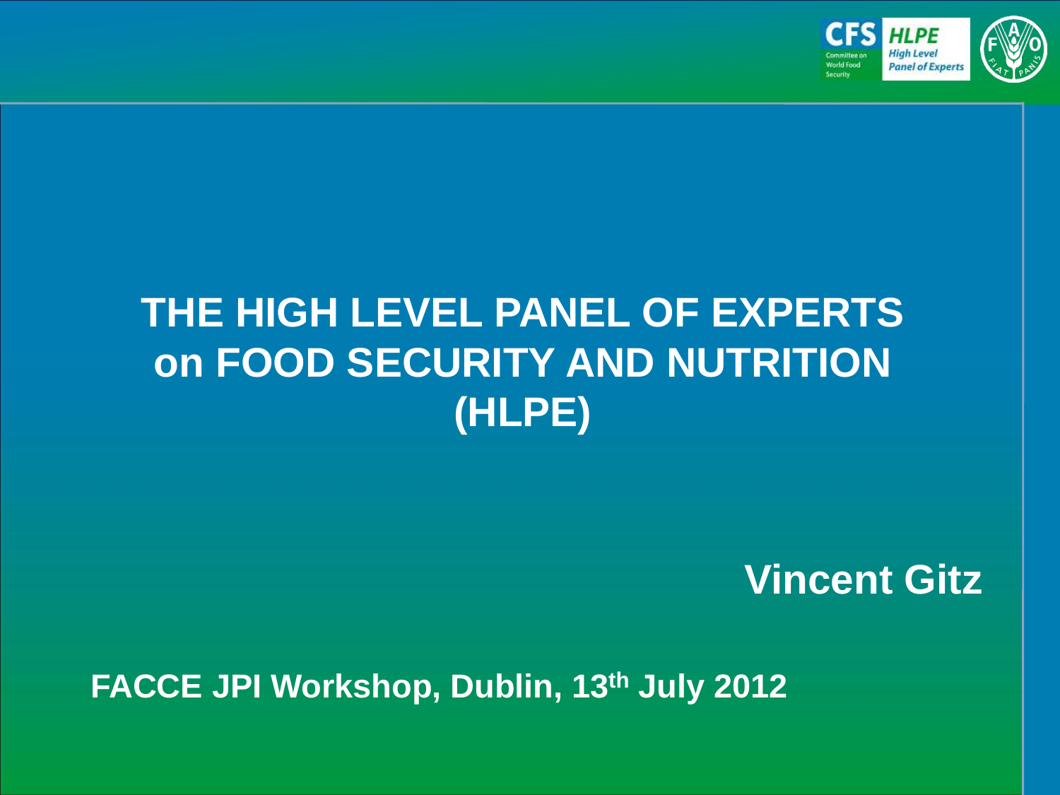# THE HIGH LEVEL PANEL OF EXPERTS on FOOD SECURITY AND NUTRITION (HLPE)

**Vincent Gitz**

**FACCE JPI Workshop, Dublin, 13th July 2012**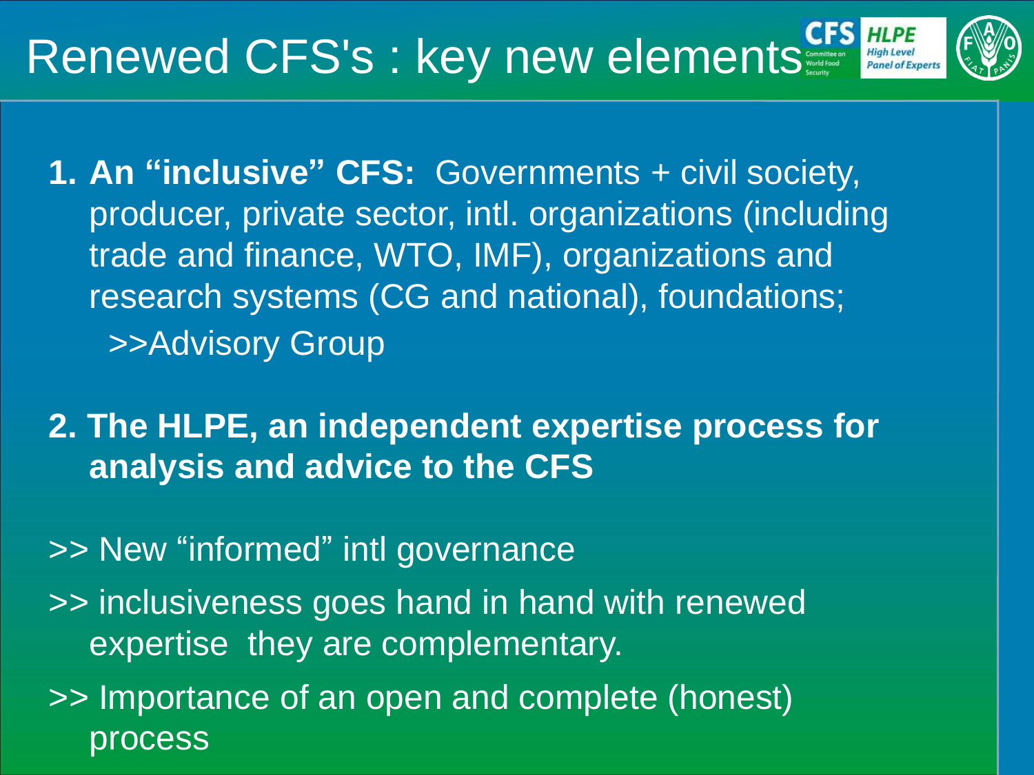# Renewed CFS's : key new elements

1. **An "inclusive" CFS:** Governments + civil society, producer, private sector, intl. organizations (including trade and finance, WTO, IMF), organizations and research systems (CG and national), foundations;
   >>Advisory Group

2. **The HLPE, an independent expertise process for analysis and advice to the CFS**

>> New "informed" intl governance

>> inclusiveness goes hand in hand with renewed expertise they are complementary.

>> Importance of an open and complete (honest) process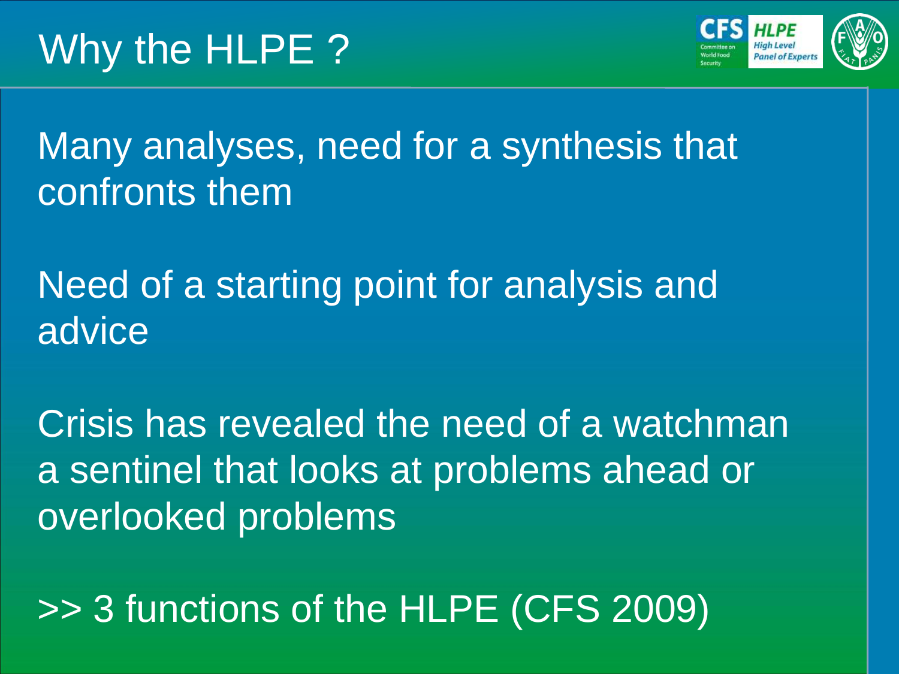# Why the HLPE ?

Many analyses, need for a synthesis that confronts them

Need of a starting point for analysis and advice

Crisis has revealed the need of a watchman a sentinel that looks at problems ahead or overlooked problems

>> 3 functions of the HLPE (CFS 2009)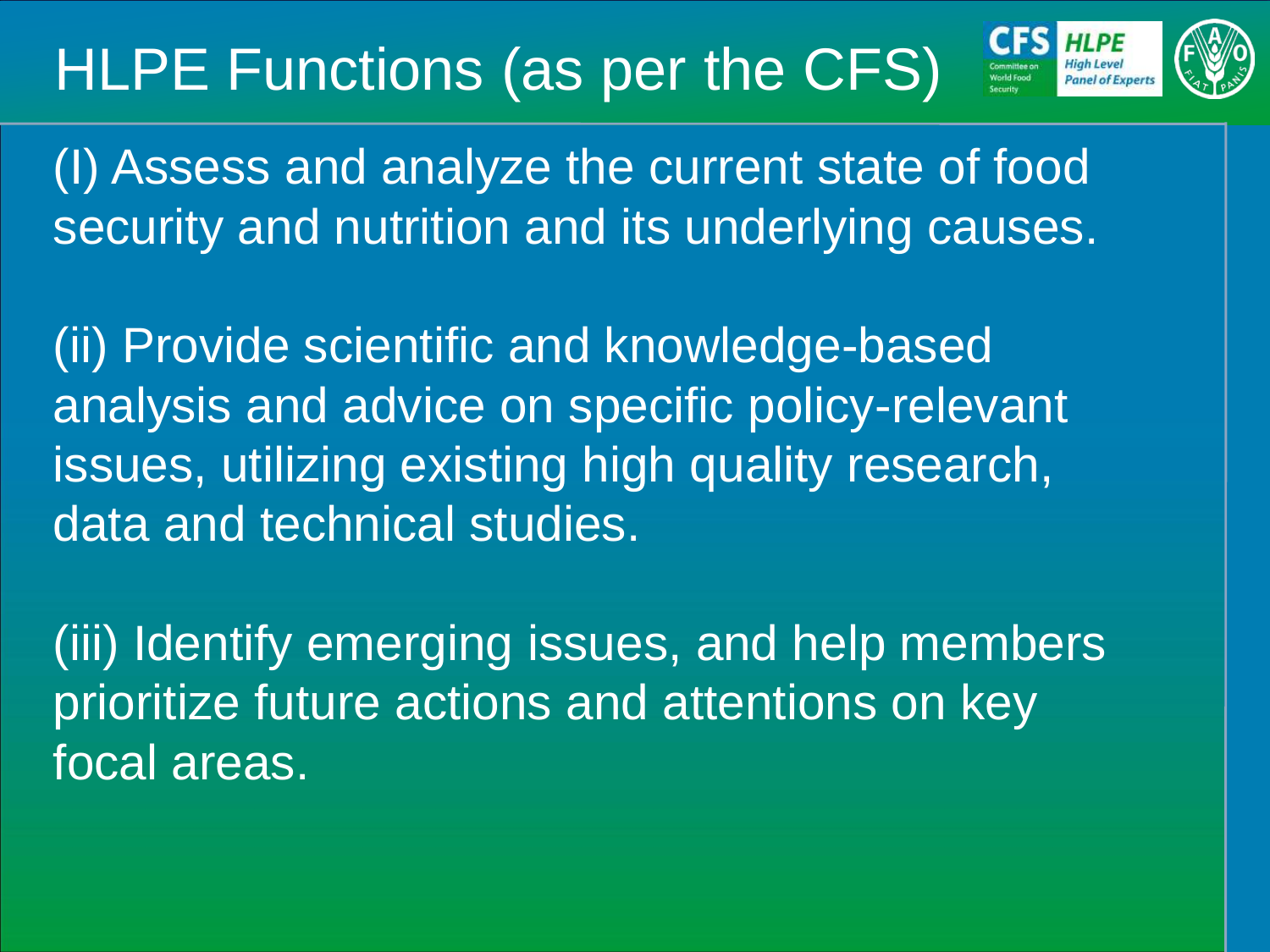# HLPE Functions (as per the CFS)

(I) Assess and analyze the current state of food security and nutrition and its underlying causes.

(ii) Provide scientific and knowledge-based analysis and advice on specific policy-relevant issues, utilizing existing high quality research, data and technical studies.

(iii) Identify emerging issues, and help members prioritize future actions and attentions on key focal areas.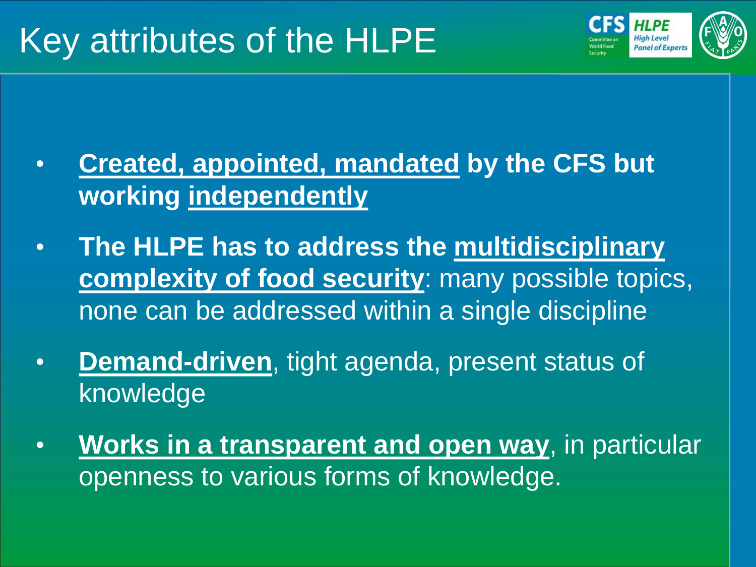# Key attributes of the HLPE

- **Created, appointed, mandated by the CFS but working independently**
- **The HLPE has to address the multidisciplinary complexity of food security**: many possible topics, none can be addressed within a single discipline
- **Demand-driven**, tight agenda, present status of knowledge
- **Works in a transparent and open way**, in particular openness to various forms of knowledge.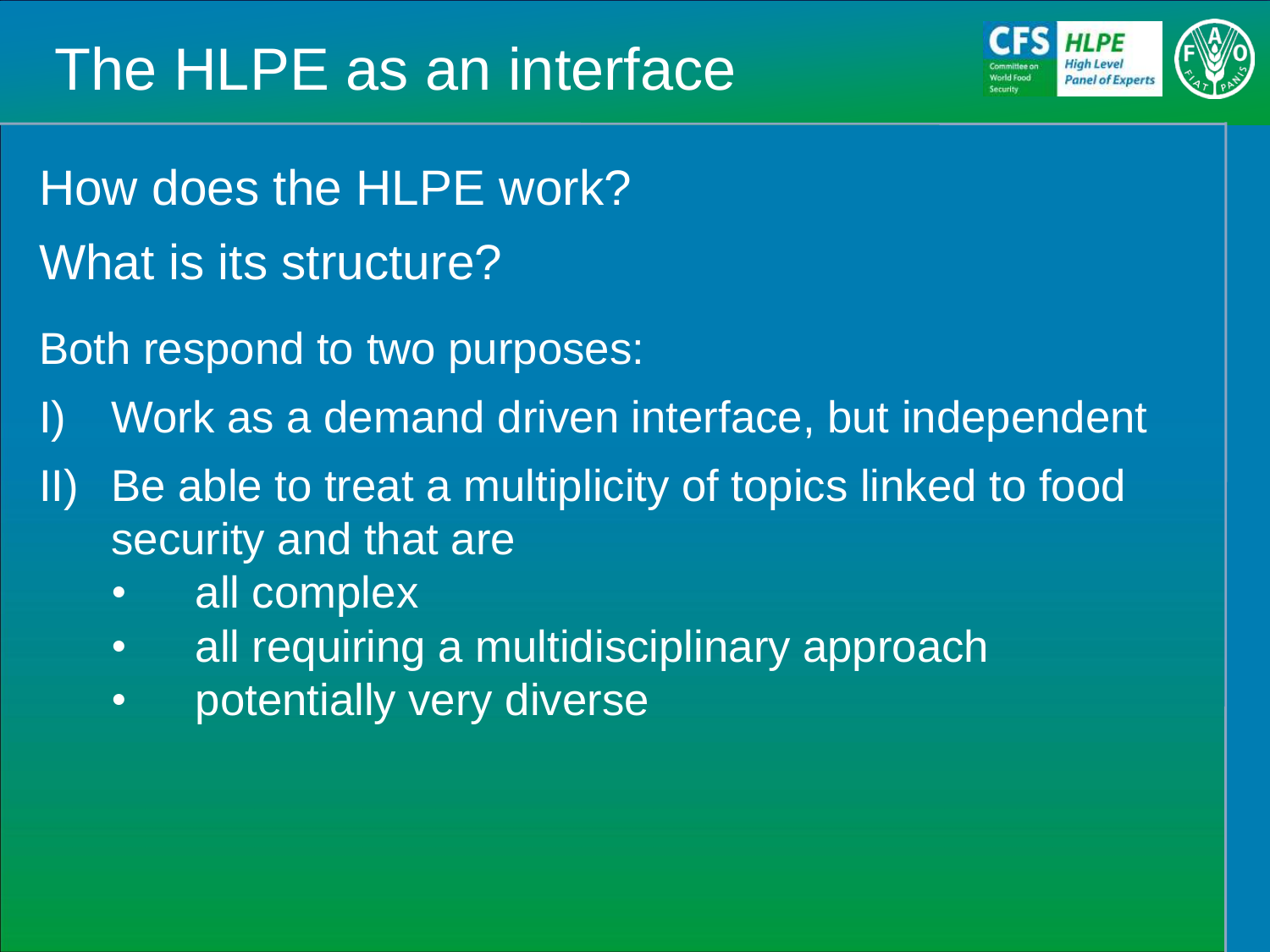# The HLPE as an interface

How does the HLPE work?

What is its structure?

Both respond to two purposes:

I) Work as a demand driven interface, but independent

II) Be able to treat a multiplicity of topics linked to food security and that are

- all complex
- all requiring a multidisciplinary approach
- potentially very diverse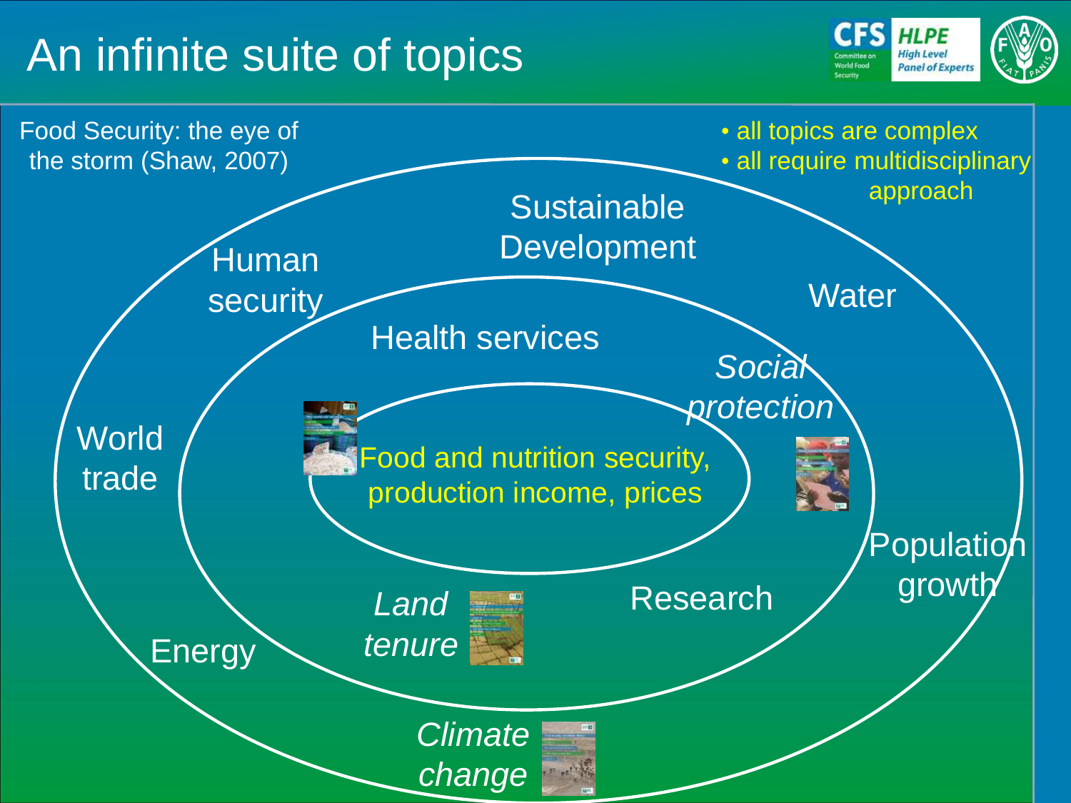# An infinite suite of topics

Food Security: the eye of the storm (Shaw, 2007)

- all topics are complex
- all require multidisciplinary approach

Sustainable Development

Human security

Water

Health services

*Social protection*

World trade

Food and nutrition security, production income, prices

Population growth

*Land tenure*

Research

Energy

*Climate change*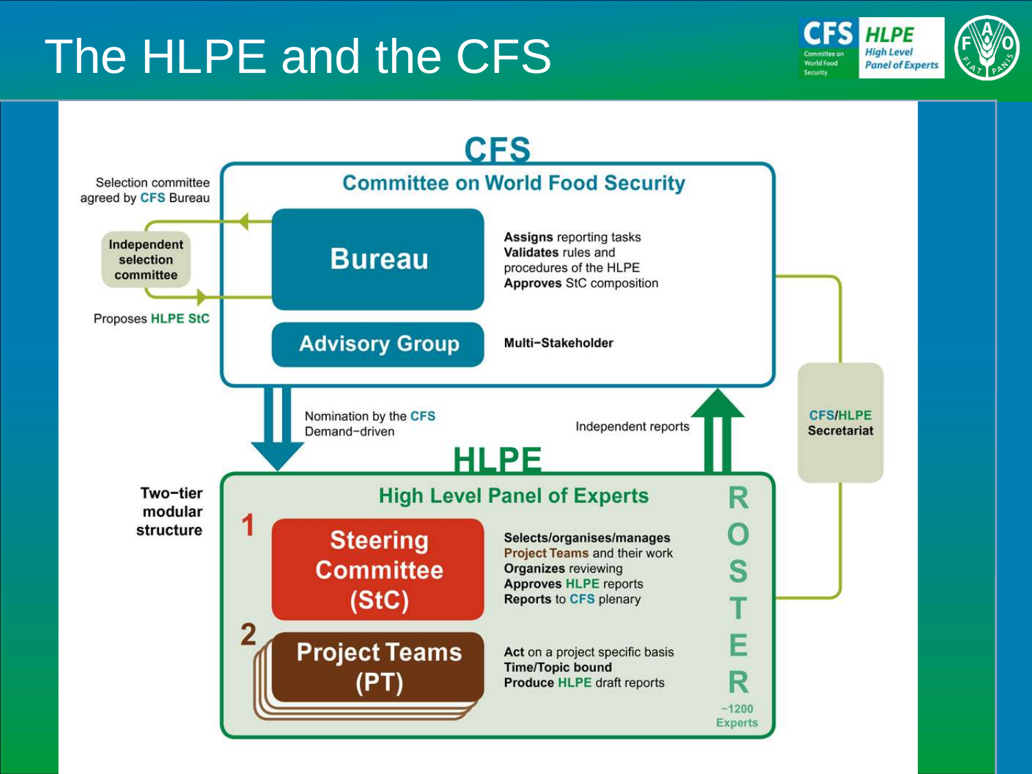# The HLPE and the CFS

## CFS

### Committee on World Food Security

Selection committee agreed by CFS Bureau

Independent selection committee

Proposes HLPE StC

**Bureau**

**Assigns** reporting tasks
**Validates** rules and procedures of the HLPE
**Approves** StC composition

**Advisory Group**

**Multi–Stakeholder**

Nomination by the CFS
Demand–driven

Independent reports

CFS/HLPE Secretariat

## HLPE

### High Level Panel of Experts

Two–tier modular structure

1. **Steering Committee (StC)**

   **Selects/organises/manages** Project Teams and their work
   **Organizes** reviewing
   **Approves** HLPE reports
   **Reports** to CFS plenary

2. **Project Teams (PT)**

   **Act** on a project specific basis
   **Time/Topic bound**
   **Produce** HLPE draft reports

ROSTER
~1200 Experts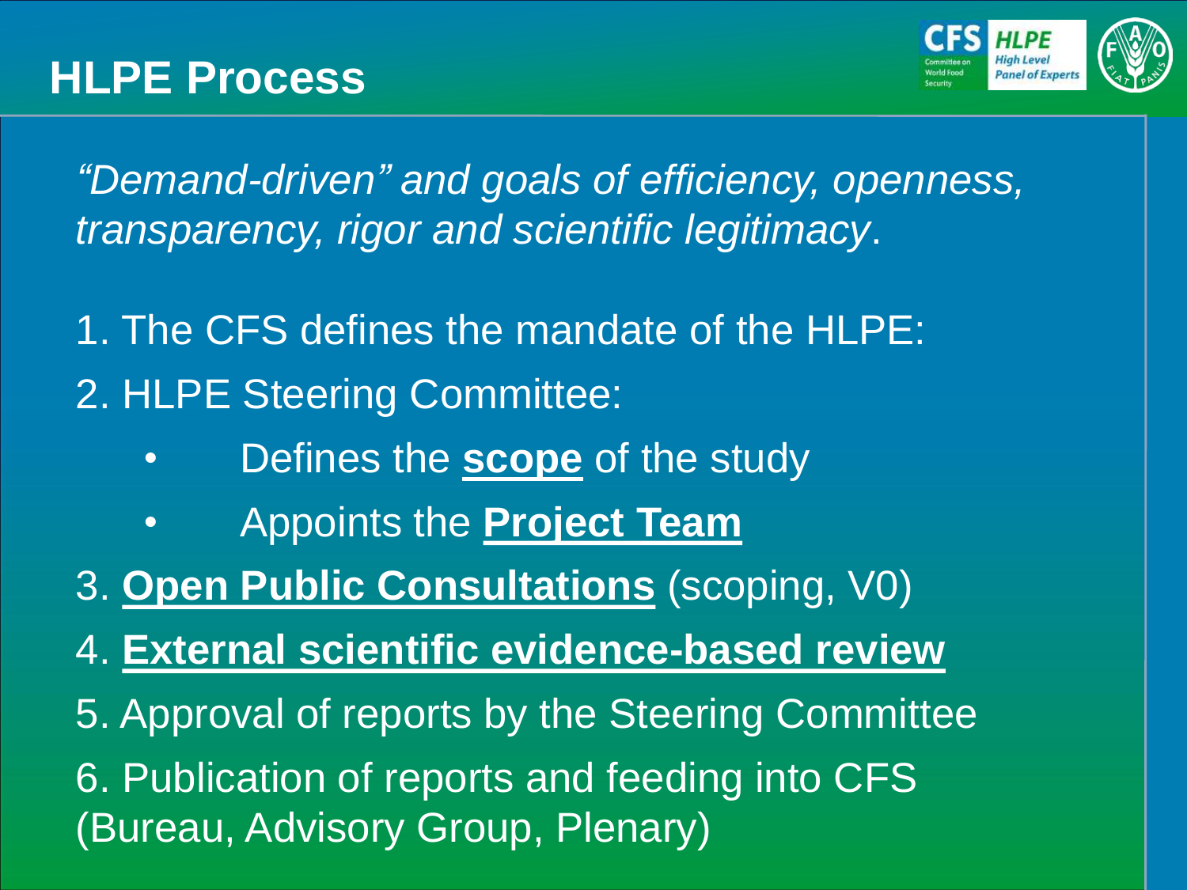# HLPE Process

*"Demand-driven" and goals of efficiency, openness, transparency, rigor and scientific legitimacy*.

1. The CFS defines the mandate of the HLPE:
2. HLPE Steering Committee:
   - Defines the **scope** of the study
   - Appoints the **Project Team**
3. **Open Public Consultations** (scoping, V0)
4. **External scientific evidence-based review**
5. Approval of reports by the Steering Committee
6. Publication of reports and feeding into CFS (Bureau, Advisory Group, Plenary)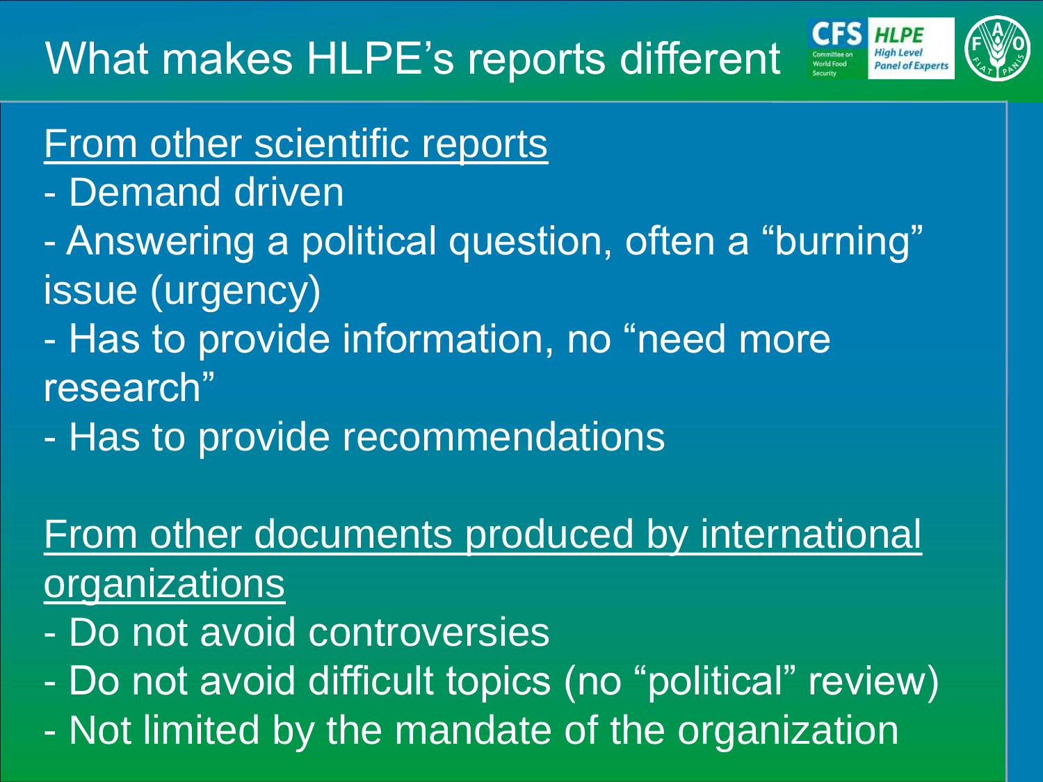# What makes HLPE's reports different

From other scientific reports

- Demand driven
- Answering a political question, often a "burning" issue (urgency)
- Has to provide information, no "need more research"
- Has to provide recommendations

From other documents produced by international organizations

- Do not avoid controversies
- Do not avoid difficult topics (no "political" review)
- Not limited by the mandate of the organization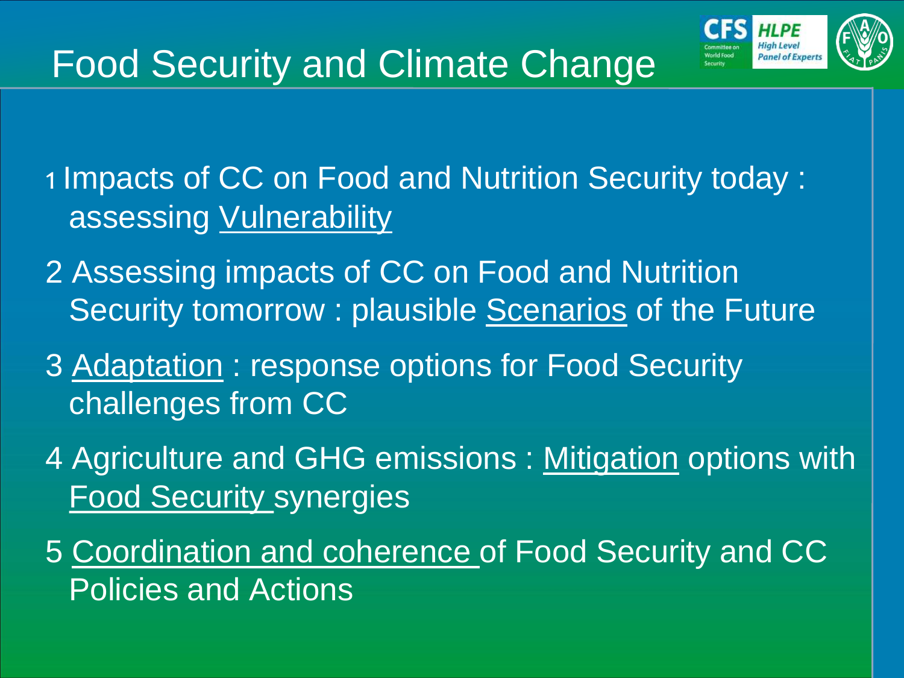# Food Security and Climate Change

1 Impacts of CC on Food and Nutrition Security today : assessing <u>Vulnerability</u>

2 Assessing impacts of CC on Food and Nutrition Security tomorrow : plausible <u>Scenarios</u> of the Future

3 <u>Adaptation</u> : response options for Food Security challenges from CC

4 Agriculture and GHG emissions : <u>Mitigation</u> options with <u>Food Security</u> synergies

5 <u>Coordination and coherence</u> of Food Security and CC Policies and Actions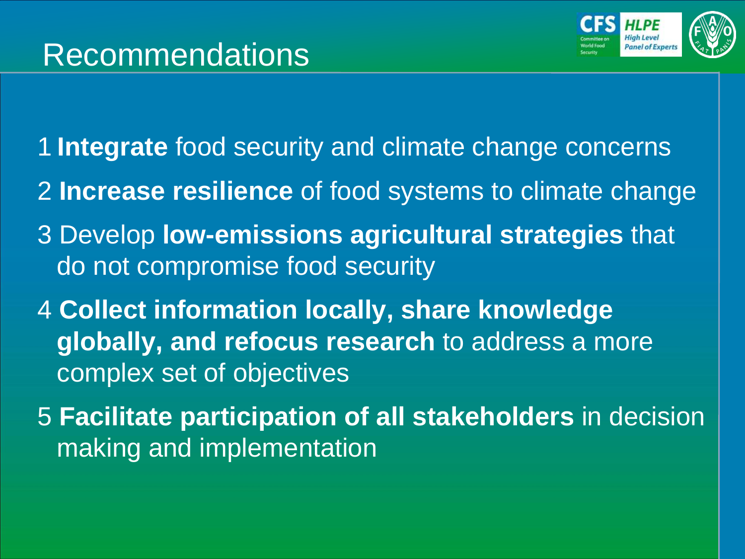# Recommendations

1. **Integrate** food security and climate change concerns
2. **Increase resilience** of food systems to climate change
3. Develop **low-emissions agricultural strategies** that do not compromise food security
4. **Collect information locally, share knowledge globally, and refocus research** to address a more complex set of objectives
5. **Facilitate participation of all stakeholders** in decision making and implementation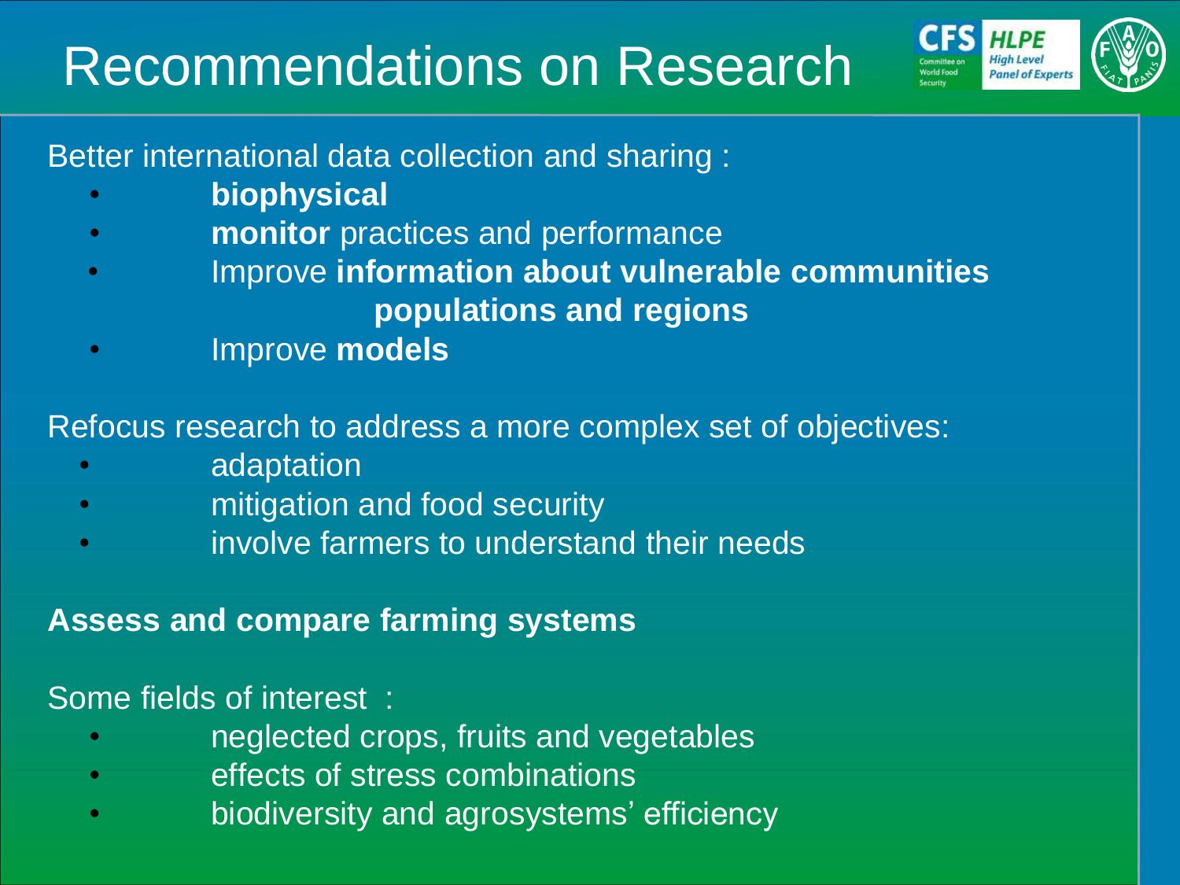# Recommendations on Research

Better international data collection and sharing :

- **biophysical**
- **monitor** practices and performance
- Improve **information about vulnerable communities populations and regions**
- Improve **models**

Refocus research to address a more complex set of objectives:

- adaptation
- mitigation and food security
- involve farmers to understand their needs

**Assess and compare farming systems**

Some fields of interest :

- neglected crops, fruits and vegetables
- effects of stress combinations
- biodiversity and agrosystems' efficiency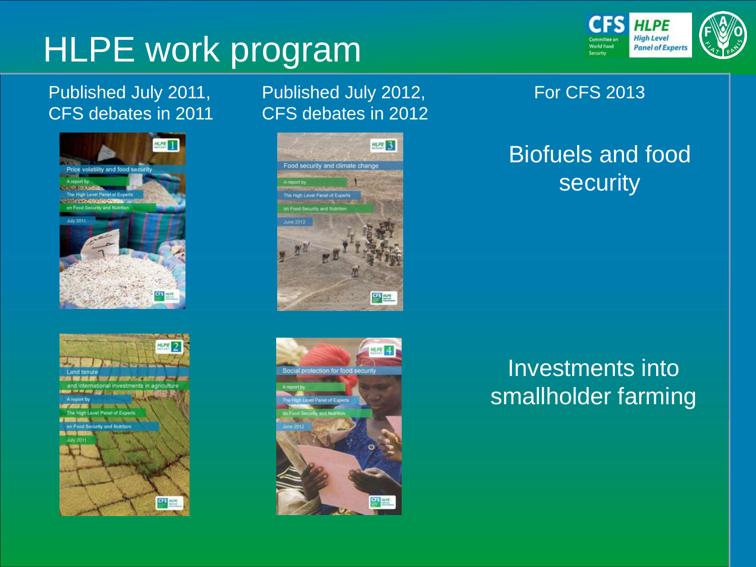# HLPE work program

Published July 2011, CFS debates in 2011

Price volatility and food security
A report by
The High Level Panel of Experts
on Food Security and Nutrition
July 2011

Land tenure
and international investments in agriculture
A report by
The High Level Panel of Experts
on Food Security and Nutrition
July 2011

Published July 2012, CFS debates in 2012

Food security and climate change
A report by
The High Level Panel of Experts
on Food Security and Nutrition
June 2012

Social protection for food security
A report by
The High Level Panel of Experts
on Food Security and Nutrition
June 2012

For CFS 2013

Biofuels and food security

Investments into smallholder farming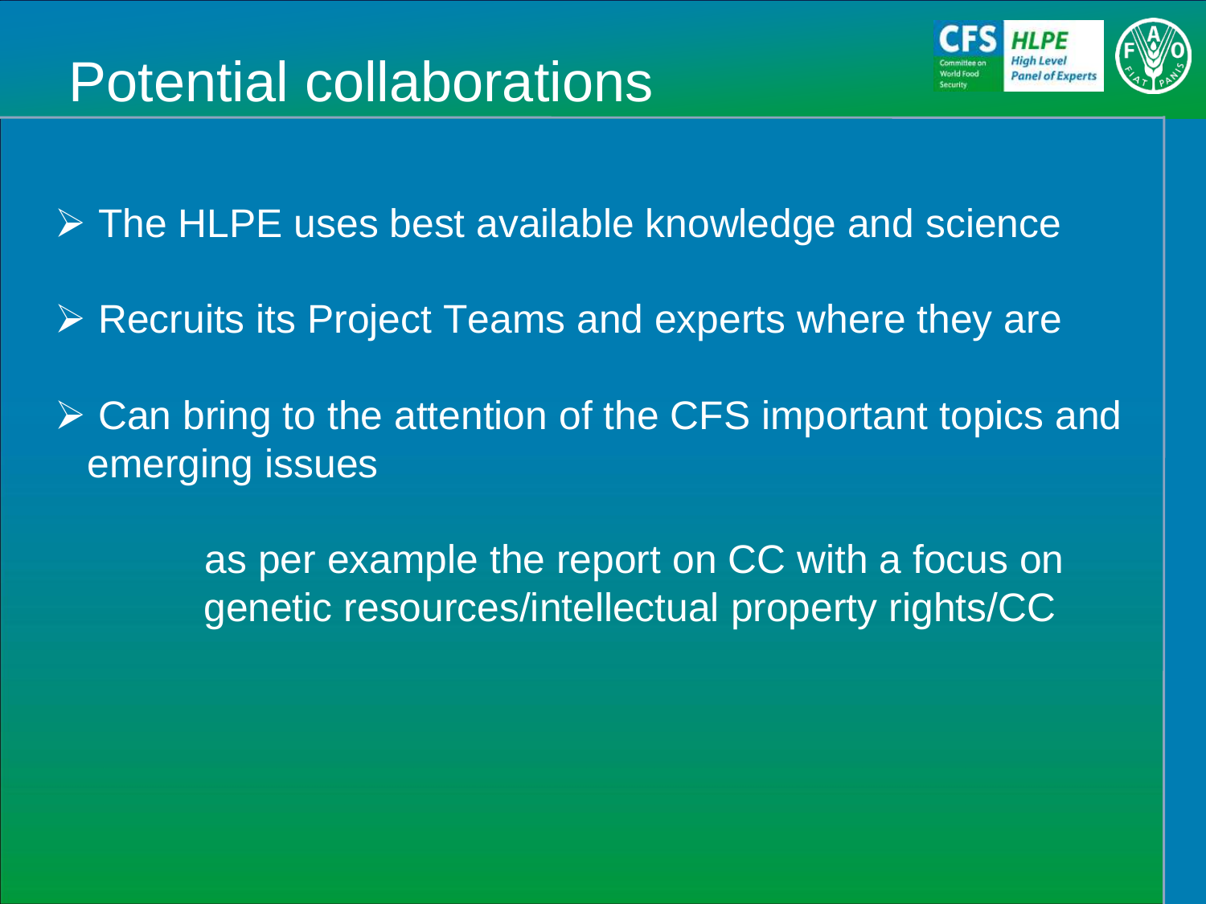# Potential collaborations

- The HLPE uses best available knowledge and science
- Recruits its Project Teams and experts where they are
- Can bring to the attention of the CFS important topics and emerging issues

as per example the report on CC with a focus on genetic resources/intellectual property rights/CC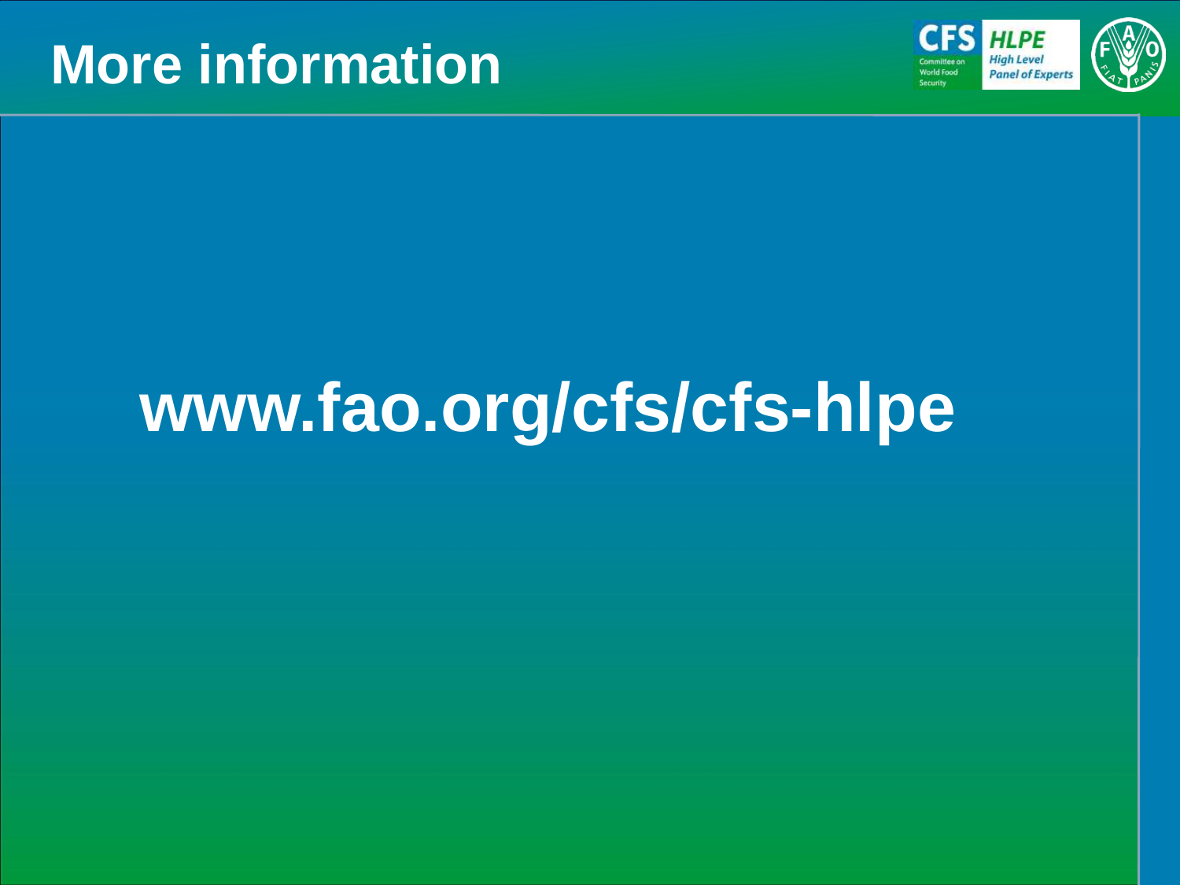# More information

**www.fao.org/cfs/cfs-hlpe**